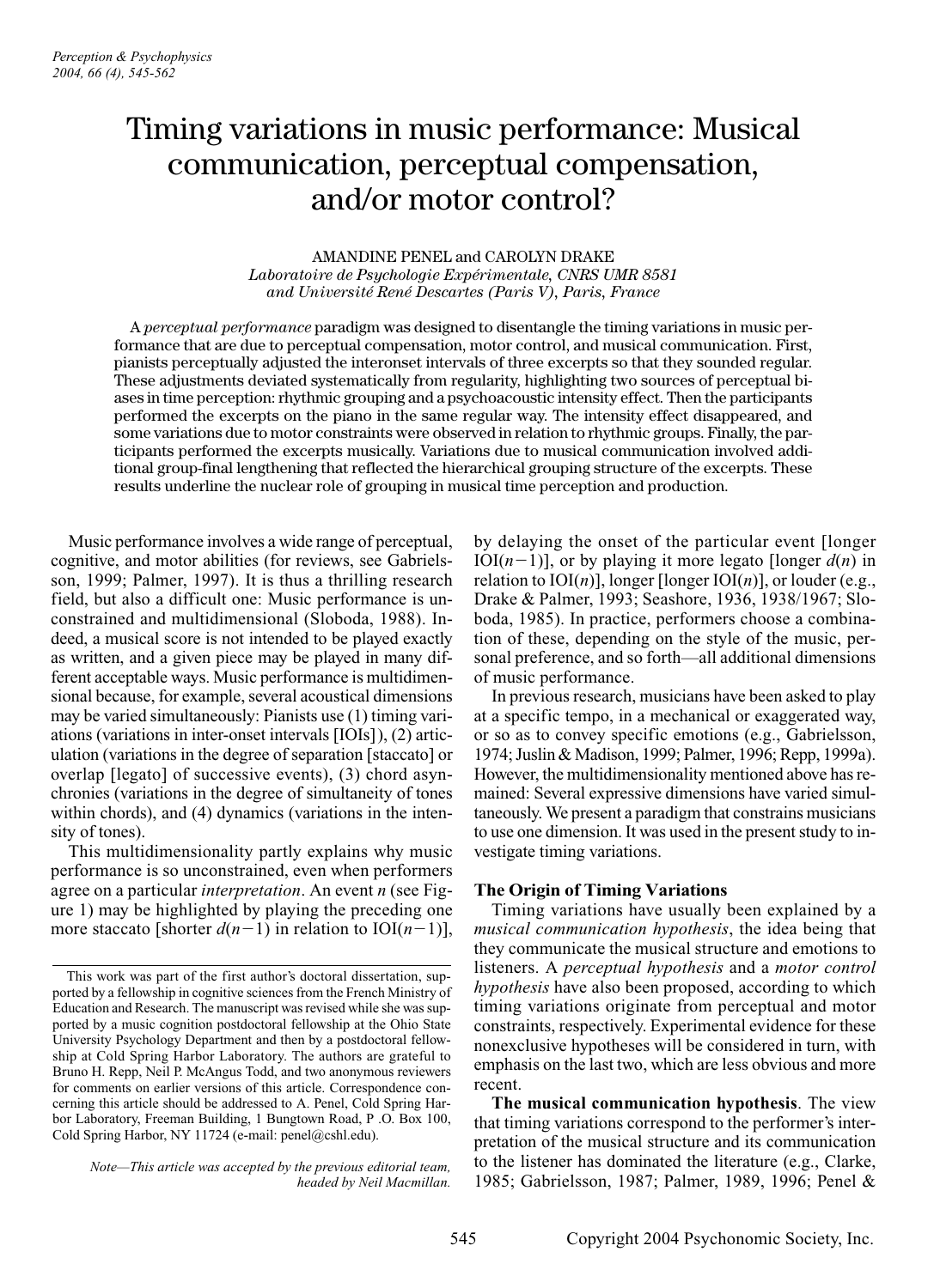# Timing variations in music performance: Musical communication, perceptual compensation, and/or motor control?

AMANDINE PENEL and CAROLYN DRAKE
*Laboratoire de Psychologie Expérimentale, CNRS UMR 8581 and Université René Descartes (Paris V), Paris, France*

A *perceptual performance* paradigm was designed to disentangle the timing variations in music performance that are due to perceptual compensation, motor control, and musical communication. First, pianists perceptually adjusted the interonset intervals of three excerpts so that they sounded regular. These adjustments deviated systematically from regularity, highlighting two sources of perceptual biases in time perception: rhythmic grouping and a psychoacoustic intensity effect. Then the participants performed the excerpts on the piano in the same regular way. The intensity effect disappeared, and some variations due to motor constraints were observed in relation to rhythmic groups. Finally, the participants performed the excerpts musically. Variations due to musical communication involved additional group-final lengthening that reflected the hierarchical grouping structure of the excerpts. These results underline the nuclear role of grouping in musical time perception and production.

Music performance involves a wide range of perceptual, cognitive, and motor abilities (for reviews, see Gabrielsson, 1999; Palmer, 1997). It is thus a thrilling research field, but also a difficult one: Music performance is unconstrained and multidimensional (Sloboda, 1988). Indeed, a musical score is not intended to be played exactly as written, and a given piece may be played in many different acceptable ways. Music performance is multidimensional because, for example, several acoustical dimensions may be varied simultaneously: Pianists use (1) timing variations (variations in inter-onset intervals [IOIs]), (2) articulation (variations in the degree of separation [staccato] or overlap [legato] of successive events), (3) chord asynchronies (variations in the degree of simultaneity of tones within chords), and (4) dynamics (variations in the intensity of tones).

This multidimensionality partly explains why music performance is so unconstrained, even when performers agree on a particular *interpretation*. An event $n$ (see Figure 1) may be highlighted by playing the preceding one more staccato [shorter $d(n-1)$ in relation to IOI$(n-1)$], by delaying the onset of the particular event [longer IOI$(n-1)$], or by playing it more legato [longer $d(n)$ in relation to IOI$(n)$], longer [longer IOI$(n)$], or louder (e.g., Drake & Palmer, 1993; Seashore, 1936, 1938/1967; Sloboda, 1985). In practice, performers choose a combination of these, depending on the style of the music, personal preference, and so forth—all additional dimensions of music performance.

In previous research, musicians have been asked to play at a specific tempo, in a mechanical or exaggerated way, or so as to convey specific emotions (e.g., Gabrielsson, 1974; Juslin & Madison, 1999; Palmer, 1996; Repp, 1999a). However, the multidimensionality mentioned above has remained: Several expressive dimensions have varied simultaneously. We present a paradigm that constrains musicians to use one dimension. It was used in the present study to investigate timing variations.

### The Origin of Timing Variations

Timing variations have usually been explained by a *musical communication hypothesis*, the idea being that they communicate the musical structure and emotions to listeners. A *perceptual hypothesis* and a *motor control hypothesis* have also been proposed, according to which timing variations originate from perceptual and motor constraints, respectively. Experimental evidence for these nonexclusive hypotheses will be considered in turn, with emphasis on the last two, which are less obvious and more recent.

**The musical communication hypothesis**. The view that timing variations correspond to the performer's interpretation of the musical structure and its communication to the listener has dominated the literature (e.g., Clarke, 1985; Gabrielsson, 1987; Palmer, 1989, 1996; Penel &

---

This work was part of the first author's doctoral dissertation, supported by a fellowship in cognitive sciences from the French Ministry of Education and Research. The manuscript was revised while she was supported by a music cognition postdoctoral fellowship at the Ohio State University Psychology Department and then by a postdoctoral fellowship at Cold Spring Harbor Laboratory. The authors are grateful to Bruno H. Repp, Neil P. McAngus Todd, and two anonymous reviewers for comments on earlier versions of this article. Correspondence concerning this article should be addressed to A. Penel, Cold Spring Harbor Laboratory, Freeman Building, 1 Bungtown Road, P .O. Box 100, Cold Spring Harbor, NY 11724 (e-mail: penel@cshl.edu).

*Note—This article was accepted by the previous editorial team, headed by Neil Macmillan.*

Copyright 2004 Psychonomic Society, Inc.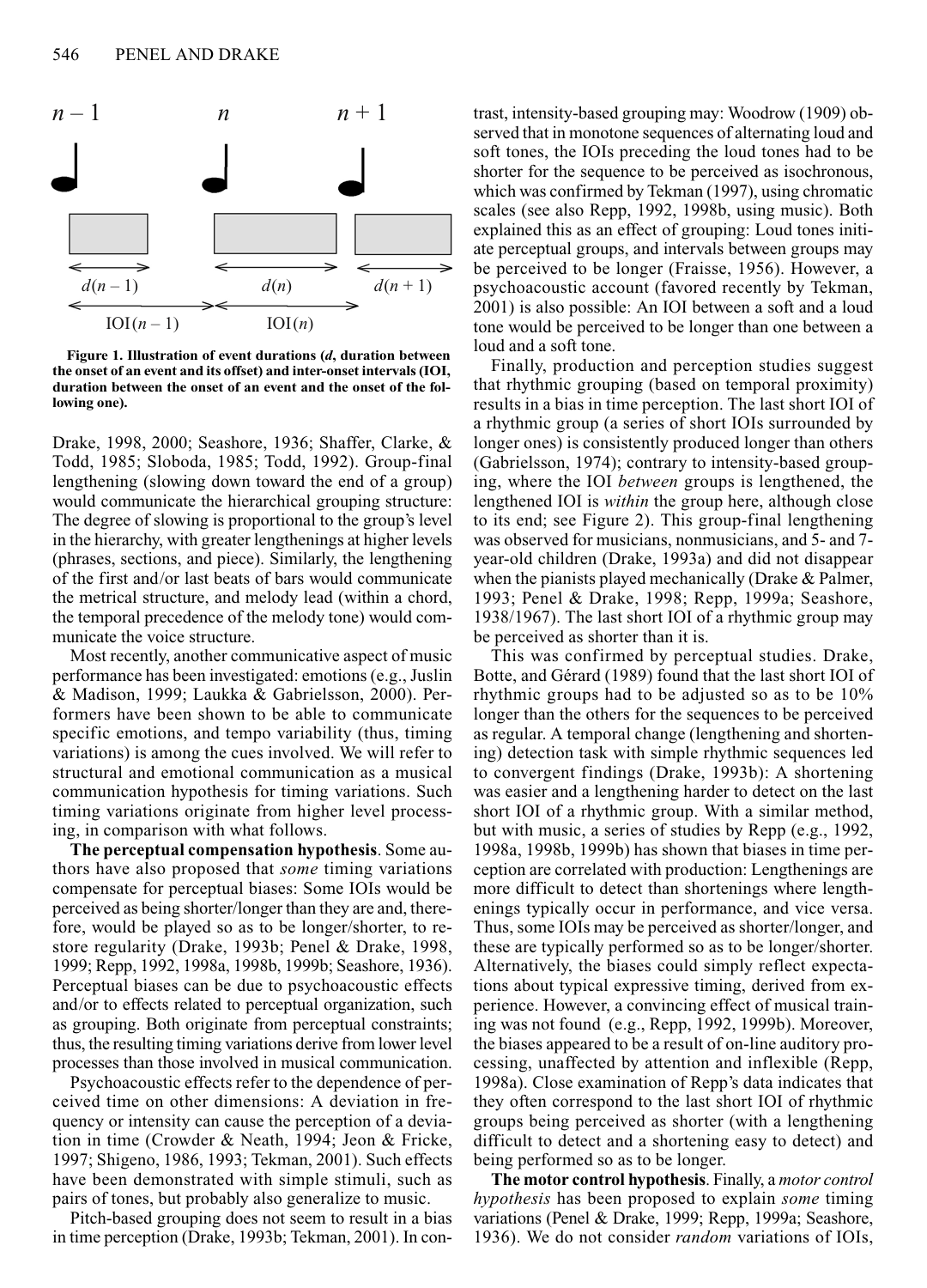$n-1$

$n$

$n+1$

$d(n-1)$

$d(n)$

$d(n+1)$

$\mathrm{IOI}(n-1)$

$\mathrm{IOI}(n)$

**Figure 1. Illustration of event durations ($d$, duration between the onset of an event and its offset) and inter-onset intervals (IOI, duration between the onset of an event and the onset of the following one).**

Drake, 1998, 2000; Seashore, 1936; Shaffer, Clarke, & Todd, 1985; Sloboda, 1985; Todd, 1992). Group-final lengthening (slowing down toward the end of a group) would communicate the hierarchical grouping structure: The degree of slowing is proportional to the group's level in the hierarchy, with greater lengthenings at higher levels (phrases, sections, and piece). Similarly, the lengthening of the first and/or last beats of bars would communicate the metrical structure, and melody lead (within a chord, the temporal precedence of the melody tone) would communicate the voice structure.

Most recently, another communicative aspect of music performance has been investigated: emotions (e.g., Juslin & Madison, 1999; Laukka & Gabrielsson, 2000). Performers have been shown to be able to communicate specific emotions, and tempo variability (thus, timing variations) is among the cues involved. We will refer to structural and emotional communication as a musical communication hypothesis for timing variations. Such timing variations originate from higher level processing, in comparison with what follows.

**The perceptual compensation hypothesis**. Some authors have also proposed that *some* timing variations compensate for perceptual biases: Some IOIs would be perceived as being shorter/longer than they are and, therefore, would be played so as to be longer/shorter, to restore regularity (Drake, 1993b; Penel & Drake, 1998, 1999; Repp, 1992, 1998a, 1998b, 1999b; Seashore, 1936). Perceptual biases can be due to psychoacoustic effects and/or to effects related to perceptual organization, such as grouping. Both originate from perceptual constraints; thus, the resulting timing variations derive from lower level processes than those involved in musical communication.

Psychoacoustic effects refer to the dependence of perceived time on other dimensions: A deviation in frequency or intensity can cause the perception of a deviation in time (Crowder & Neath, 1994; Jeon & Fricke, 1997; Shigeno, 1986, 1993; Tekman, 2001). Such effects have been demonstrated with simple stimuli, such as pairs of tones, but probably also generalize to music.

Pitch-based grouping does not seem to result in a bias in time perception (Drake, 1993b; Tekman, 2001). In contrast, intensity-based grouping may: Woodrow (1909) observed that in monotone sequences of alternating loud and soft tones, the IOIs preceding the loud tones had to be shorter for the sequence to be perceived as isochronous, which was confirmed by Tekman (1997), using chromatic scales (see also Repp, 1992, 1998b, using music). Both explained this as an effect of grouping: Loud tones initiate perceptual groups, and intervals between groups may be perceived to be longer (Fraisse, 1956). However, a psychoacoustic account (favored recently by Tekman, 2001) is also possible: An IOI between a soft and a loud tone would be perceived to be longer than one between a loud and a soft tone.

Finally, production and perception studies suggest that rhythmic grouping (based on temporal proximity) results in a bias in time perception. The last short IOI of a rhythmic group (a series of short IOIs surrounded by longer ones) is consistently produced longer than others (Gabrielsson, 1974); contrary to intensity-based grouping, where the IOI *between* groups is lengthened, the lengthened IOI is *within* the group here, although close to its end; see Figure 2). This group-final lengthening was observed for musicians, nonmusicians, and 5- and 7-year-old children (Drake, 1993a) and did not disappear when the pianists played mechanically (Drake & Palmer, 1993; Penel & Drake, 1998; Repp, 1999a; Seashore, 1938/1967). The last short IOI of a rhythmic group may be perceived as shorter than it is.

This was confirmed by perceptual studies. Drake, Botte, and Gérard (1989) found that the last short IOI of rhythmic groups had to be adjusted so as to be 10% longer than the others for the sequences to be perceived as regular. A temporal change (lengthening and shortening) detection task with simple rhythmic sequences led to convergent findings (Drake, 1993b): A shortening was easier and a lengthening harder to detect on the last short IOI of a rhythmic group. With a similar method, but with music, a series of studies by Repp (e.g., 1992, 1998a, 1998b, 1999b) has shown that biases in time perception are correlated with production: Lengthenings are more difficult to detect than shortenings where lengthenings typically occur in performance, and vice versa. Thus, some IOIs may be perceived as shorter/longer, and these are typically performed so as to be longer/shorter. Alternatively, the biases could simply reflect expectations about typical expressive timing, derived from experience. However, a convincing effect of musical training was not found (e.g., Repp, 1992, 1999b). Moreover, the biases appeared to be a result of on-line auditory processing, unaffected by attention and inflexible (Repp, 1998a). Close examination of Repp's data indicates that they often correspond to the last short IOI of rhythmic groups being perceived as shorter (with a lengthening difficult to detect and a shortening easy to detect) and being performed so as to be longer.

**The motor control hypothesis**. Finally, a *motor control hypothesis* has been proposed to explain *some* timing variations (Penel & Drake, 1999; Repp, 1999a; Seashore, 1936). We do not consider *random* variations of IOIs,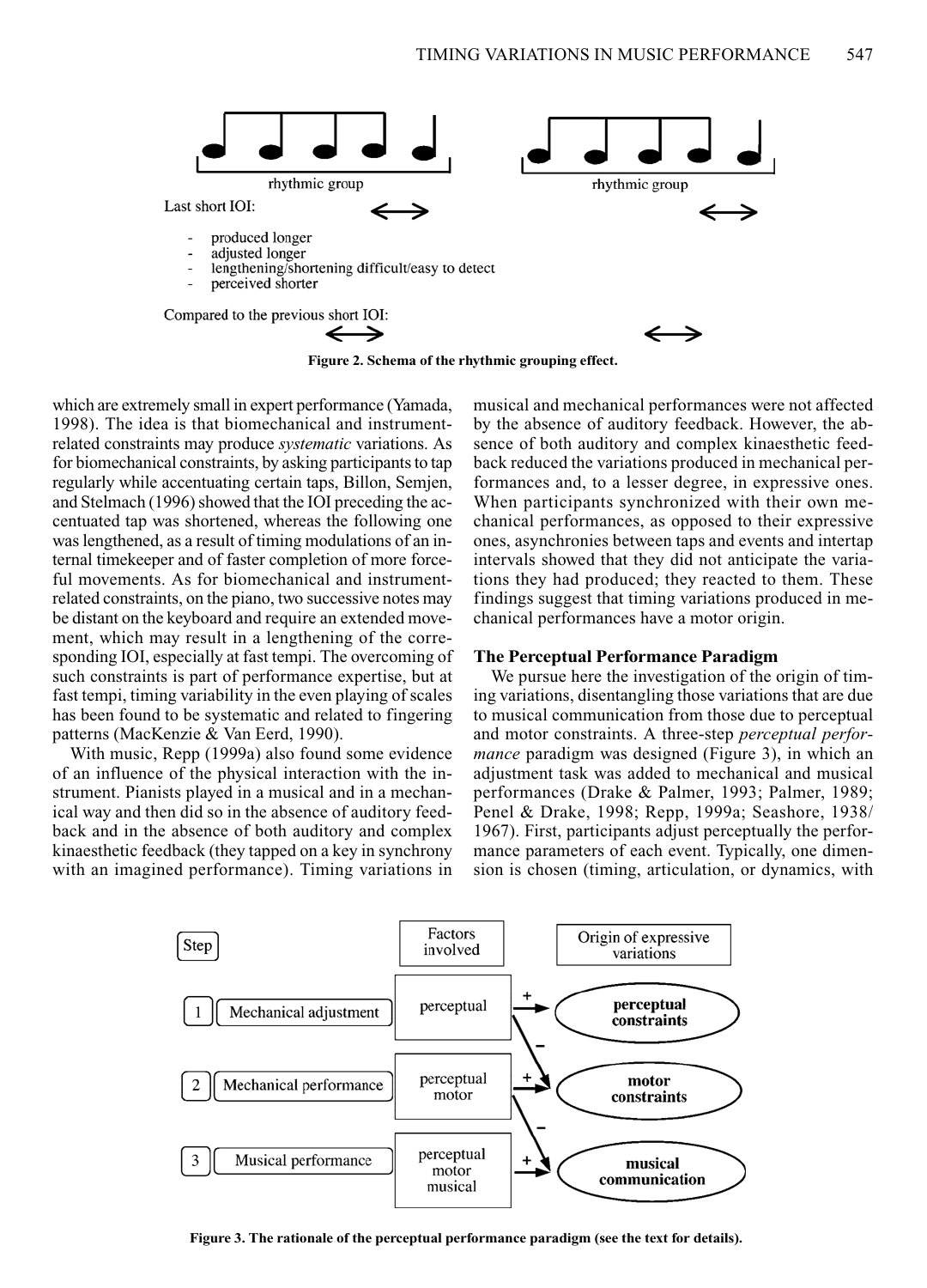rhythmic group

rhythmic group

Last short IOI:

- produced longer
- adjusted longer
- lengthening/shortening difficult/easy to detect
- perceived shorter

Compared to the previous short IOI:

**Figure 2. Schema of the rhythmic grouping effect.**

which are extremely small in expert performance (Yamada, 1998). The idea is that biomechanical and instrument-related constraints may produce *systematic* variations. As for biomechanical constraints, by asking participants to tap regularly while accentuating certain taps, Billon, Semjen, and Stelmach (1996) showed that the IOI preceding the accentuated tap was shortened, whereas the following one was lengthened, as a result of timing modulations of an internal timekeeper and of faster completion of more forceful movements. As for biomechanical and instrument-related constraints, on the piano, two successive notes may be distant on the keyboard and require an extended movement, which may result in a lengthening of the corresponding IOI, especially at fast tempi. The overcoming of such constraints is part of performance expertise, but at fast tempi, timing variability in the even playing of scales has been found to be systematic and related to fingering patterns (MacKenzie & Van Eerd, 1990).

With music, Repp (1999a) also found some evidence of an influence of the physical interaction with the instrument. Pianists played in a musical and in a mechanical way and then did so in the absence of auditory feedback and in the absence of both auditory and complex kinaesthetic feedback (they tapped on a key in synchrony with an imagined performance). Timing variations in musical and mechanical performances were not affected by the absence of auditory feedback. However, the absence of both auditory and complex kinaesthetic feedback reduced the variations produced in mechanical performances and, to a lesser degree, in expressive ones. When participants synchronized with their own mechanical performances, as opposed to their expressive ones, asynchronies between taps and events and intertap intervals showed that they did not anticipate the variations they had produced; they reacted to them. These findings suggest that timing variations produced in mechanical performances have a motor origin.

### The Perceptual Performance Paradigm

We pursue here the investigation of the origin of timing variations, disentangling those variations that are due to musical communication from those due to perceptual and motor constraints. A three-step *perceptual performance* paradigm was designed (Figure 3), in which an adjustment task was added to mechanical and musical performances (Drake & Palmer, 1993; Palmer, 1989; Penel & Drake, 1998; Repp, 1999a; Seashore, 1938/1967). First, participants adjust perceptually the performance parameters of each event. Typically, one dimension is chosen (timing, articulation, or dynamics, with

Step

Factors involved

Origin of expressive variations

1 Mechanical adjustment

perceptual

perceptual constraints

2 Mechanical performance

perceptual motor

motor constraints

3 Musical performance

perceptual motor musical

musical communication

**Figure 3. The rationale of the perceptual performance paradigm (see the text for details).**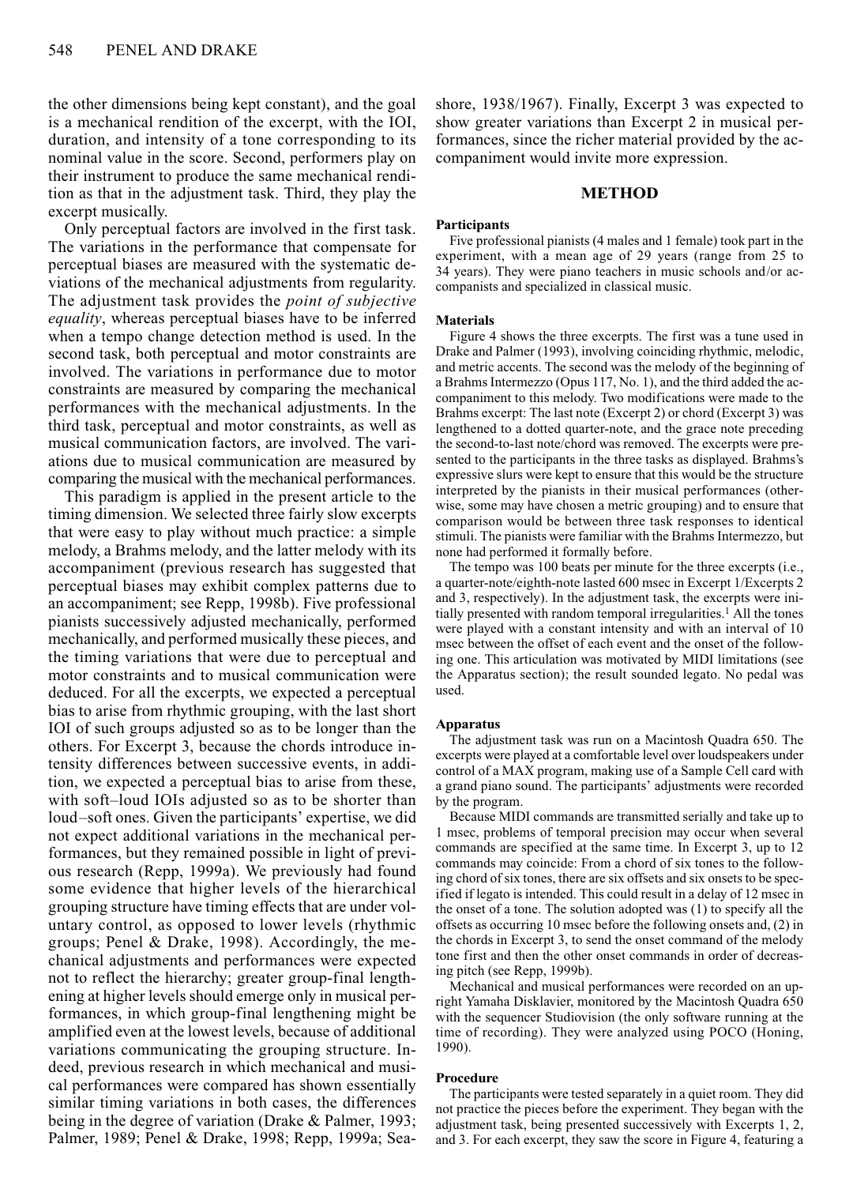the other dimensions being kept constant), and the goal is a mechanical rendition of the excerpt, with the IOI, duration, and intensity of a tone corresponding to its nominal value in the score. Second, performers play on their instrument to produce the same mechanical rendition as that in the adjustment task. Third, they play the excerpt musically.

Only perceptual factors are involved in the first task. The variations in the performance that compensate for perceptual biases are measured with the systematic deviations of the mechanical adjustments from regularity. The adjustment task provides the *point of subjective equality*, whereas perceptual biases have to be inferred when a tempo change detection method is used. In the second task, both perceptual and motor constraints are involved. The variations in performance due to motor constraints are measured by comparing the mechanical performances with the mechanical adjustments. In the third task, perceptual and motor constraints, as well as musical communication factors, are involved. The variations due to musical communication are measured by comparing the musical with the mechanical performances.

This paradigm is applied in the present article to the timing dimension. We selected three fairly slow excerpts that were easy to play without much practice: a simple melody, a Brahms melody, and the latter melody with its accompaniment (previous research has suggested that perceptual biases may exhibit complex patterns due to an accompaniment; see Repp, 1998b). Five professional pianists successively adjusted mechanically, performed mechanically, and performed musically these pieces, and the timing variations that were due to perceptual and motor constraints and to musical communication were deduced. For all the excerpts, we expected a perceptual bias to arise from rhythmic grouping, with the last short IOI of such groups adjusted so as to be longer than the others. For Excerpt 3, because the chords introduce intensity differences between successive events, in addition, we expected a perceptual bias to arise from these, with soft–loud IOIs adjusted so as to be shorter than loud–soft ones. Given the participants' expertise, we did not expect additional variations in the mechanical performances, but they remained possible in light of previous research (Repp, 1999a). We previously had found some evidence that higher levels of the hierarchical grouping structure have timing effects that are under voluntary control, as opposed to lower levels (rhythmic groups; Penel & Drake, 1998). Accordingly, the mechanical adjustments and performances were expected not to reflect the hierarchy; greater group-final lengthening at higher levels should emerge only in musical performances, in which group-final lengthening might be amplified even at the lowest levels, because of additional variations communicating the grouping structure. Indeed, previous research in which mechanical and musical performances were compared has shown essentially similar timing variations in both cases, the differences being in the degree of variation (Drake & Palmer, 1993; Palmer, 1989; Penel & Drake, 1998; Repp, 1999a; Seashore, 1938/1967). Finally, Excerpt 3 was expected to show greater variations than Excerpt 2 in musical performances, since the richer material provided by the accompaniment would invite more expression.

## METHOD

### Participants

Five professional pianists (4 males and 1 female) took part in the experiment, with a mean age of 29 years (range from 25 to 34 years). They were piano teachers in music schools and/or accompanists and specialized in classical music.

### Materials

Figure 4 shows the three excerpts. The first was a tune used in Drake and Palmer (1993), involving coinciding rhythmic, melodic, and metric accents. The second was the melody of the beginning of a Brahms Intermezzo (Opus 117, No. 1), and the third added the accompaniment to this melody. Two modifications were made to the Brahms excerpt: The last note (Excerpt 2) or chord (Excerpt 3) was lengthened to a dotted quarter-note, and the grace note preceding the second-to-last note/chord was removed. The excerpts were presented to the participants in the three tasks as displayed. Brahms's expressive slurs were kept to ensure that this would be the structure interpreted by the pianists in their musical performances (otherwise, some may have chosen a metric grouping) and to ensure that comparison would be between three task responses to identical stimuli. The pianists were familiar with the Brahms Intermezzo, but none had performed it formally before.

The tempo was 100 beats per minute for the three excerpts (i.e., a quarter-note/eighth-note lasted 600 msec in Excerpt 1/Excerpts 2 and 3, respectively). In the adjustment task, the excerpts were initially presented with random temporal irregularities.[1] All the tones were played with a constant intensity and with an interval of 10 msec between the offset of each event and the onset of the following one. This articulation was motivated by MIDI limitations (see the Apparatus section); the result sounded legato. No pedal was used.

### Apparatus

The adjustment task was run on a Macintosh Quadra 650. The excerpts were played at a comfortable level over loudspeakers under control of a MAX program, making use of a Sample Cell card with a grand piano sound. The participants' adjustments were recorded by the program.

Because MIDI commands are transmitted serially and take up to 1 msec, problems of temporal precision may occur when several commands are specified at the same time. In Excerpt 3, up to 12 commands may coincide: From a chord of six tones to the following chord of six tones, there are six offsets and six onsets to be specified if legato is intended. This could result in a delay of 12 msec in the onset of a tone. The solution adopted was (1) to specify all the offsets as occurring 10 msec before the following onsets and, (2) in the chords in Excerpt 3, to send the onset command of the melody tone first and then the other onset commands in order of decreasing pitch (see Repp, 1999b).

Mechanical and musical performances were recorded on an upright Yamaha Disklavier, monitored by the Macintosh Quadra 650 with the sequencer Studiovision (the only software running at the time of recording). They were analyzed using POCO (Honing, 1990).

### Procedure

The participants were tested separately in a quiet room. They did not practice the pieces before the experiment. They began with the adjustment task, being presented successively with Excerpts 1, 2, and 3. For each excerpt, they saw the score in Figure 4, featuring a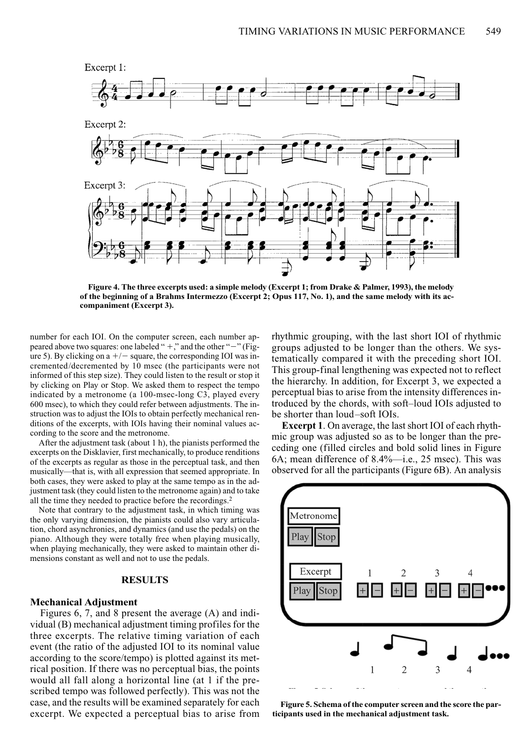Excerpt 1:

Excerpt 2:

Excerpt 3:

**Figure 4. The three excerpts used: a simple melody (Excerpt 1; from Drake & Palmer, 1993), the melody of the beginning of a Brahms Intermezzo (Excerpt 2; Opus 117, No. 1), and the same melody with its accompaniment (Excerpt 3).**

number for each IOI. On the computer screen, each number appeared above two squares: one labeled "+," and the other "−" (Figure 5). By clicking on a +/− square, the corresponding IOI was incremented/decremented by 10 msec (the participants were not informed of this step size). They could listen to the result or stop it by clicking on Play or Stop. We asked them to respect the tempo indicated by a metronome (a 100-msec-long C3, played every 600 msec), to which they could refer between adjustments. The instruction was to adjust the IOIs to obtain perfectly mechanical renditions of the excerpts, with IOIs having their nominal values according to the score and the metronome.

After the adjustment task (about 1 h), the pianists performed the excerpts on the Disklavier, first mechanically, to produce renditions of the excerpts as regular as those in the perceptual task, and then musically—that is, with all expression that seemed appropriate. In both cases, they were asked to play at the same tempo as in the adjustment task (they could listen to the metronome again) and to take all the time they needed to practice before the recordings.[2]

Note that contrary to the adjustment task, in which timing was the only varying dimension, the pianists could also vary articulation, chord asynchronies, and dynamics (and use the pedals) on the piano. Although they were totally free when playing musically, when playing mechanically, they were asked to maintain other dimensions constant as well and not to use the pedals.

## RESULTS

### Mechanical Adjustment

Figures 6, 7, and 8 present the average (A) and individual (B) mechanical adjustment timing profiles for the three excerpts. The relative timing variation of each event (the ratio of the adjusted IOI to its nominal value according to the score/tempo) is plotted against its metrical position. If there was no perceptual bias, the points would all fall along a horizontal line (at 1 if the prescribed tempo was followed perfectly). This was not the case, and the results will be examined separately for each excerpt. We expected a perceptual bias to arise from rhythmic grouping, with the last short IOI of rhythmic groups adjusted to be longer than the others. We systematically compared it with the preceding short IOI. This group-final lengthening was expected not to reflect the hierarchy. In addition, for Excerpt 3, we expected a perceptual bias to arise from the intensity differences introduced by the chords, with soft–loud IOIs adjusted to be shorter than loud–soft IOIs.

**Excerpt 1**. On average, the last short IOI of each rhythmic group was adjusted so as to be longer than the preceding one (filled circles and bold solid lines in Figure 6A; mean difference of 8.4%—i.e., 25 msec). This was observed for all the participants (Figure 6B). An analysis

Metronome
Play Stop
Excerpt
Play Stop
1 2 3 4
+ − + − + − + −
1 2 3 4

**Figure 5. Schema of the computer screen and the score the participants used in the mechanical adjustment task.**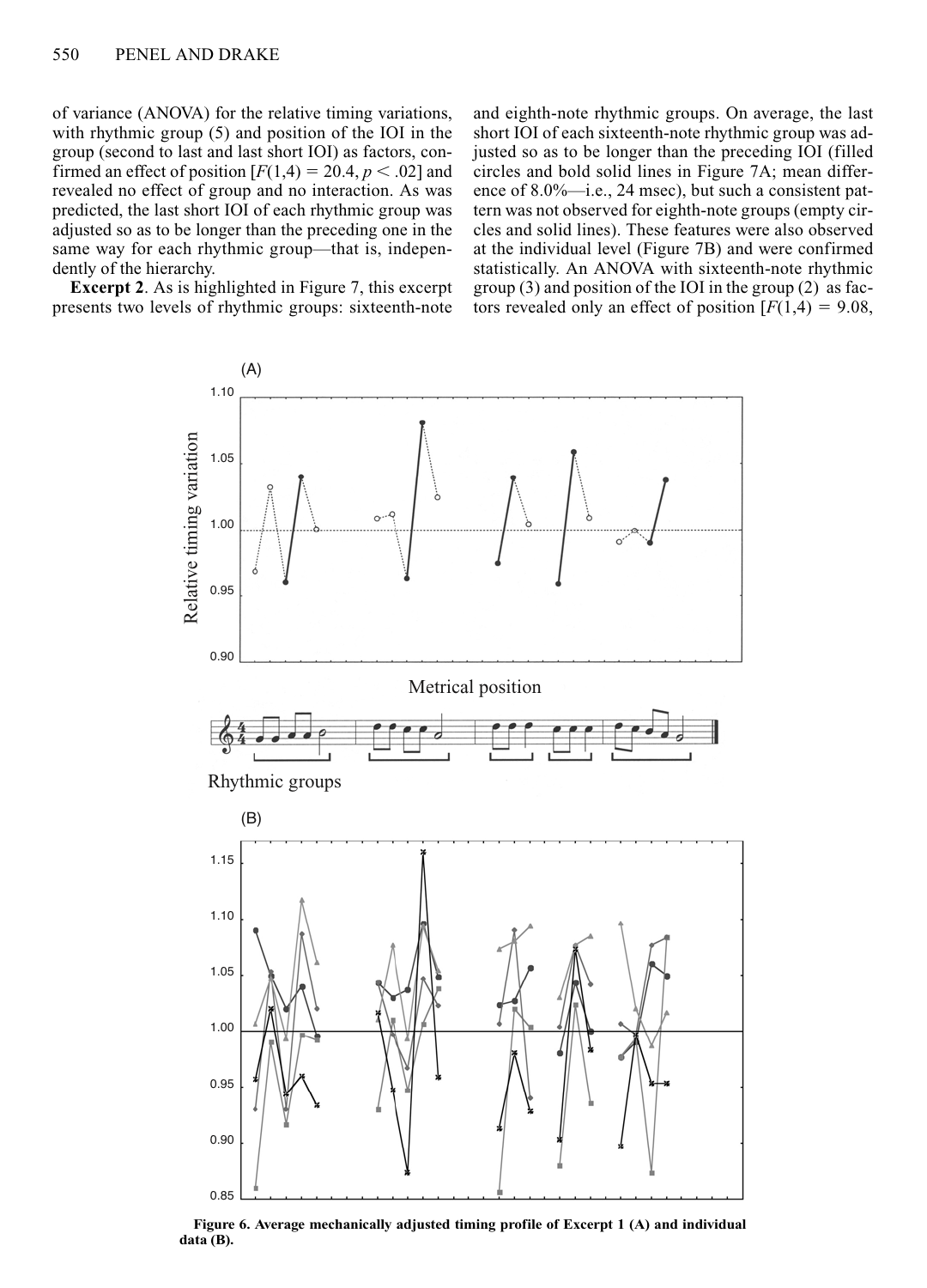of variance (ANOVA) for the relative timing variations, with rhythmic group (5) and position of the IOI in the group (second to last and last short IOI) as factors, confirmed an effect of position [$F(1,4) = 20.4, p < .02$] and revealed no effect of group and no interaction. As was predicted, the last short IOI of each rhythmic group was adjusted so as to be longer than the preceding one in the same way for each rhythmic group—that is, independently of the hierarchy.

**Excerpt 2**. As is highlighted in Figure 7, this excerpt presents two levels of rhythmic groups: sixteenth-note and eighth-note rhythmic groups. On average, the last short IOI of each sixteenth-note rhythmic group was adjusted so as to be longer than the preceding IOI (filled circles and bold solid lines in Figure 7A; mean difference of 8.0%—i.e., 24 msec), but such a consistent pattern was not observed for eighth-note groups (empty circles and solid lines). These features were also observed at the individual level (Figure 7B) and were confirmed statistically. An ANOVA with sixteenth-note rhythmic group (3) and position of the IOI in the group (2) as factors revealed only an effect of position [$F(1,4) = 9.08$,

(A)

1.10
1.05
1.00
0.95
0.90

Relative timing variation

Metrical position

Rhythmic groups

(B)

1.15
1.10
1.05
1.00
0.95
0.90
0.85

**Figure 6. Average mechanically adjusted timing profile of Excerpt 1 (A) and individual data (B).**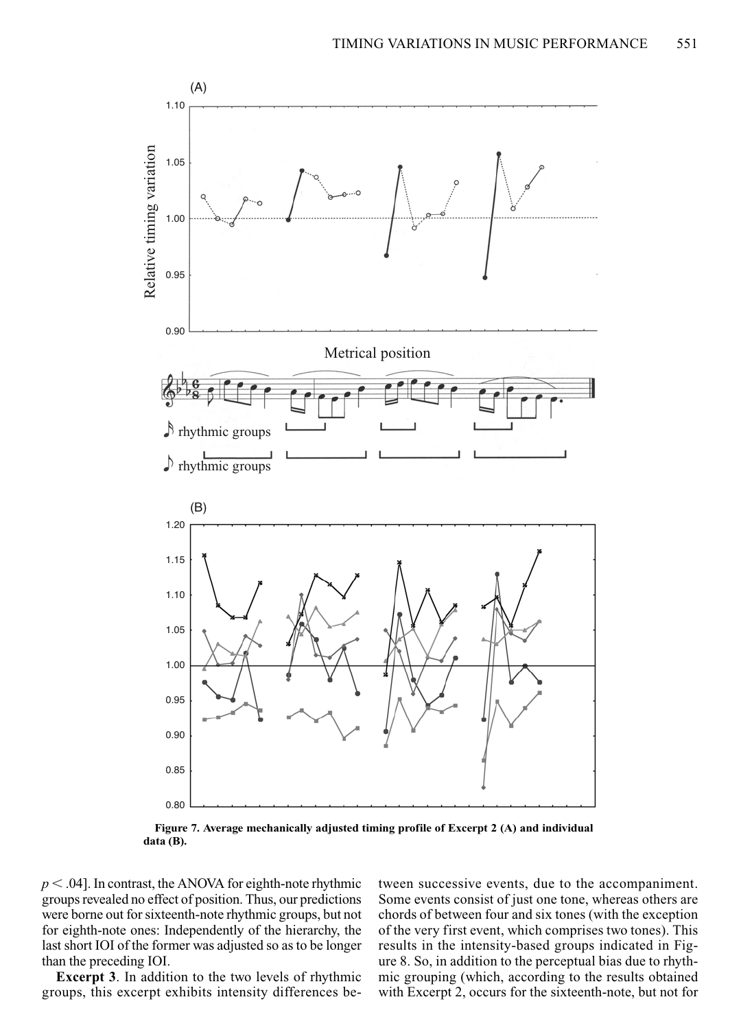(A)

1.10

1.05

1.00

0.95

0.90

Relative timing variation

Metrical position

𝅘𝅥𝅯 rhythmic groups

𝅘𝅥𝅮 rhythmic groups

(B)

1.20

1.15

1.10

1.05

1.00

0.95

0.90

0.85

0.80

**Figure 7. Average mechanically adjusted timing profile of Excerpt 2 (A) and individual data (B).**

$p < .04$]. In contrast, the ANOVA for eighth-note rhythmic groups revealed no effect of position. Thus, our predictions were borne out for sixteenth-note rhythmic groups, but not for eighth-note ones: Independently of the hierarchy, the last short IOI of the former was adjusted so as to be longer than the preceding IOI.

**Excerpt 3**. In addition to the two levels of rhythmic groups, this excerpt exhibits intensity differences between successive events, due to the accompaniment. Some events consist of just one tone, whereas others are chords of between four and six tones (with the exception of the very first event, which comprises two tones). This results in the intensity-based groups indicated in Figure 8. So, in addition to the perceptual bias due to rhythmic grouping (which, according to the results obtained with Excerpt 2, occurs for the sixteenth-note, but not for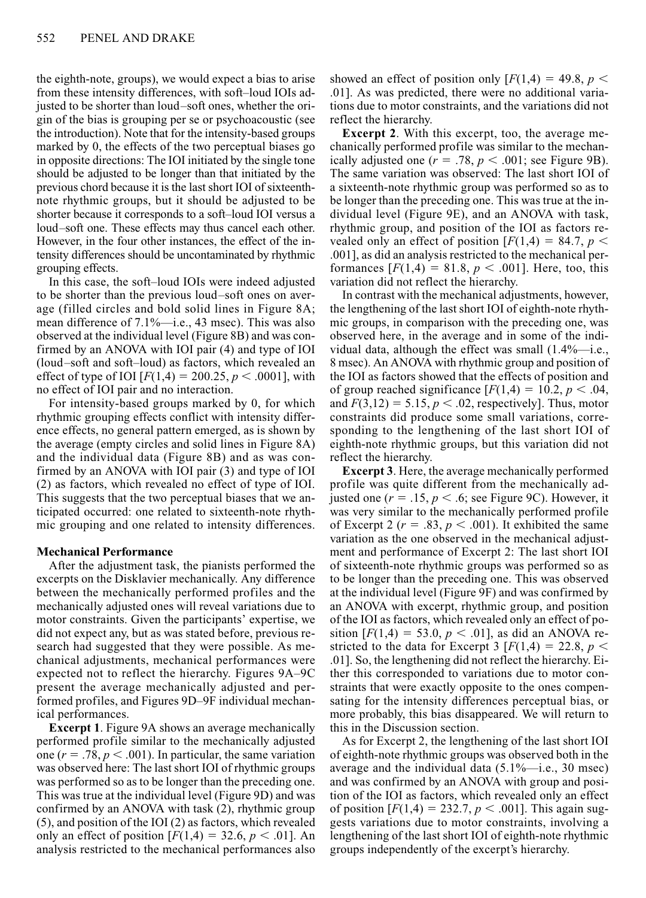the eighth-note, groups), we would expect a bias to arise from these intensity differences, with soft–loud IOIs adjusted to be shorter than loud–soft ones, whether the origin of the bias is grouping per se or psychoacoustic (see the introduction). Note that for the intensity-based groups marked by 0, the effects of the two perceptual biases go in opposite directions: The IOI initiated by the single tone should be adjusted to be longer than that initiated by the previous chord because it is the last short IOI of sixteenth-note rhythmic groups, but it should be adjusted to be shorter because it corresponds to a soft–loud IOI versus a loud–soft one. These effects may thus cancel each other. However, in the four other instances, the effect of the intensity differences should be uncontaminated by rhythmic grouping effects.

In this case, the soft–loud IOIs were indeed adjusted to be shorter than the previous loud–soft ones on average (filled circles and bold solid lines in Figure 8A; mean difference of 7.1%—i.e., 43 msec). This was also observed at the individual level (Figure 8B) and was confirmed by an ANOVA with IOI pair (4) and type of IOI (loud–soft and soft–loud) as factors, which revealed an effect of type of IOI [$F(1,4) = 200.25$, $p < .0001$], with no effect of IOI pair and no interaction.

For intensity-based groups marked by 0, for which rhythmic grouping effects conflict with intensity difference effects, no general pattern emerged, as is shown by the average (empty circles and solid lines in Figure 8A) and the individual data (Figure 8B) and as was confirmed by an ANOVA with IOI pair (3) and type of IOI (2) as factors, which revealed no effect of type of IOI. This suggests that the two perceptual biases that we anticipated occurred: one related to sixteenth-note rhythmic grouping and one related to intensity differences.

### Mechanical Performance

After the adjustment task, the pianists performed the excerpts on the Disklavier mechanically. Any difference between the mechanically performed profiles and the mechanically adjusted ones will reveal variations due to motor constraints. Given the participants' expertise, we did not expect any, but as was stated before, previous research had suggested that they were possible. As mechanical adjustments, mechanical performances were expected not to reflect the hierarchy. Figures 9A–9C present the average mechanically adjusted and performed profiles, and Figures 9D–9F individual mechanical performances.

**Excerpt 1**. Figure 9A shows an average mechanically performed profile similar to the mechanically adjusted one ($r = .78$, $p < .001$). In particular, the same variation was observed here: The last short IOI of rhythmic groups was performed so as to be longer than the preceding one. This was true at the individual level (Figure 9D) and was confirmed by an ANOVA with task (2), rhythmic group (5), and position of the IOI (2) as factors, which revealed only an effect of position [$F(1,4) = 32.6$, $p < .01$]. An analysis restricted to the mechanical performances also showed an effect of position only [$F(1,4) = 49.8$, $p < .01$]. As was predicted, there were no additional variations due to motor constraints, and the variations did not reflect the hierarchy.

**Excerpt 2**. With this excerpt, too, the average mechanically performed profile was similar to the mechanically adjusted one ($r = .78$, $p < .001$; see Figure 9B). The same variation was observed: The last short IOI of a sixteenth-note rhythmic group was performed so as to be longer than the preceding one. This was true at the individual level (Figure 9E), and an ANOVA with task, rhythmic group, and position of the IOI as factors revealed only an effect of position [$F(1,4) = 84.7$, $p < .001$], as did an analysis restricted to the mechanical performances [$F(1,4) = 81.8$, $p < .001$]. Here, too, this variation did not reflect the hierarchy.

In contrast with the mechanical adjustments, however, the lengthening of the last short IOI of eighth-note rhythmic groups, in comparison with the preceding one, was observed here, in the average and in some of the individual data, although the effect was small (1.4%—i.e., 8 msec). An ANOVA with rhythmic group and position of the IOI as factors showed that the effects of position and of group reached significance [$F(1,4) = 10.2$, $p < .04$, and $F(3,12) = 5.15$, $p < .02$, respectively]. Thus, motor constraints did produce some small variations, corresponding to the lengthening of the last short IOI of eighth-note rhythmic groups, but this variation did not reflect the hierarchy.

**Excerpt 3**. Here, the average mechanically performed profile was quite different from the mechanically adjusted one ($r = .15$, $p < .6$; see Figure 9C). However, it was very similar to the mechanically performed profile of Excerpt 2 ($r = .83$, $p < .001$). It exhibited the same variation as the one observed in the mechanical adjustment and performance of Excerpt 2: The last short IOI of sixteenth-note rhythmic groups was performed so as to be longer than the preceding one. This was observed at the individual level (Figure 9F) and was confirmed by an ANOVA with excerpt, rhythmic group, and position of the IOI as factors, which revealed only an effect of position [$F(1,4) = 53.0$, $p < .01$], as did an ANOVA restricted to the data for Excerpt 3 [$F(1,4) = 22.8$, $p < .01$]. So, the lengthening did not reflect the hierarchy. Either this corresponded to variations due to motor constraints that were exactly opposite to the ones compensating for the intensity differences perceptual bias, or more probably, this bias disappeared. We will return to this in the Discussion section.

As for Excerpt 2, the lengthening of the last short IOI of eighth-note rhythmic groups was observed both in the average and the individual data (5.1%—i.e., 30 msec) and was confirmed by an ANOVA with group and position of the IOI as factors, which revealed only an effect of position [$F(1,4) = 232.7$, $p < .001$]. This again suggests variations due to motor constraints, involving a lengthening of the last short IOI of eighth-note rhythmic groups independently of the excerpt's hierarchy.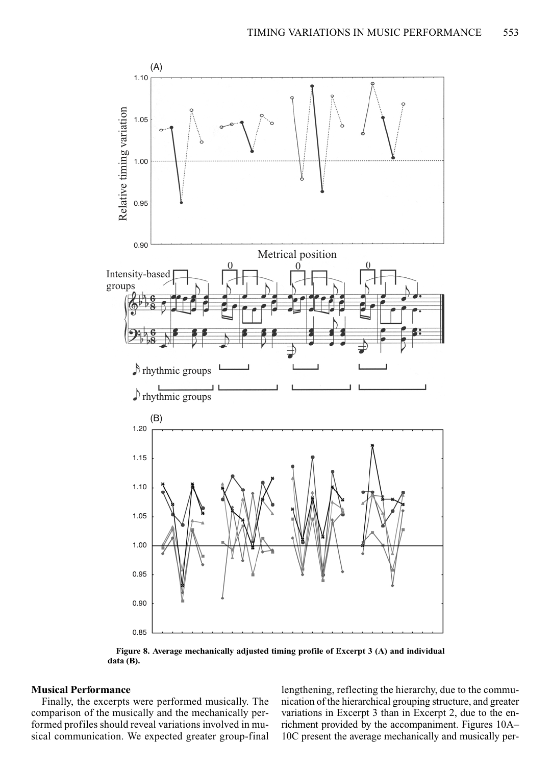(A)

1.10

1.05

1.00

0.95

0.90

Relative timing variation

Metrical position

Intensity-based groups

0 0 0

rhythmic groups

rhythmic groups

(B)

1.20

1.15

1.10

1.05

1.00

0.95

0.90

0.85

**Figure 8. Average mechanically adjusted timing profile of Excerpt 3 (A) and individual data (B).**

### Musical Performance

Finally, the excerpts were performed musically. The comparison of the musically and the mechanically performed profiles should reveal variations involved in musical communication. We expected greater group-final lengthening, reflecting the hierarchy, due to the communication of the hierarchical grouping structure, and greater variations in Excerpt 3 than in Excerpt 2, due to the enrichment provided by the accompaniment. Figures 10A–10C present the average mechanically and musically per-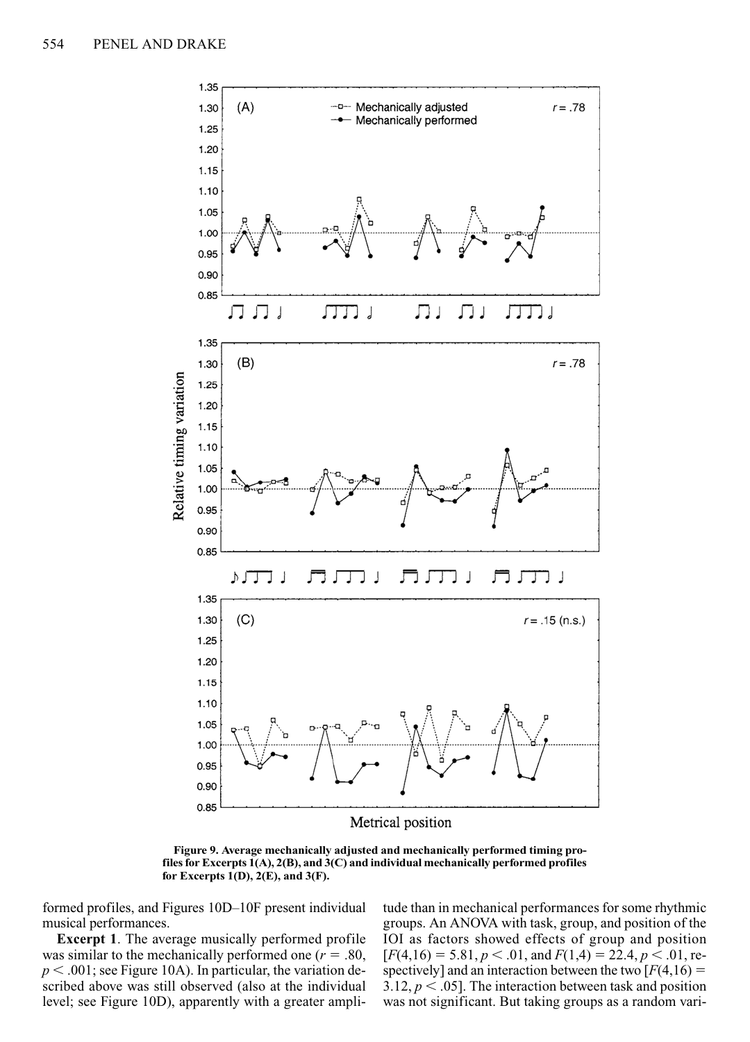(A)

Mechanically adjusted

Mechanically performed

$r = .78$

(B)

$r = .78$

(C)

$r = .15$ (n.s.)

Relative timing variation

1.35
1.30
1.25
1.20
1.15
1.10
1.05
1.00
0.95
0.90
0.85

Metrical position

**Figure 9. Average mechanically adjusted and mechanically performed timing profiles for Excerpts 1(A), 2(B), and 3(C) and individual mechanically performed profiles for Excerpts 1(D), 2(E), and 3(F).**

formed profiles, and Figures 10D–10F present individual musical performances.

**Excerpt 1**. The average musically performed profile was similar to the mechanically performed one ($r = .80$, $p < .001$; see Figure 10A). In particular, the variation described above was still observed (also at the individual level; see Figure 10D), apparently with a greater amplitude than in mechanical performances for some rhythmic groups. An ANOVA with task, group, and position of the IOI as factors showed effects of group and position [$F(4,16) = 5.81$, $p < .01$, and $F(1,4) = 22.4$, $p < .01$, respectively] and an interaction between the two [$F(4,16) = 3.12$, $p < .05$]. The interaction between task and position was not significant. But taking groups as a random vari-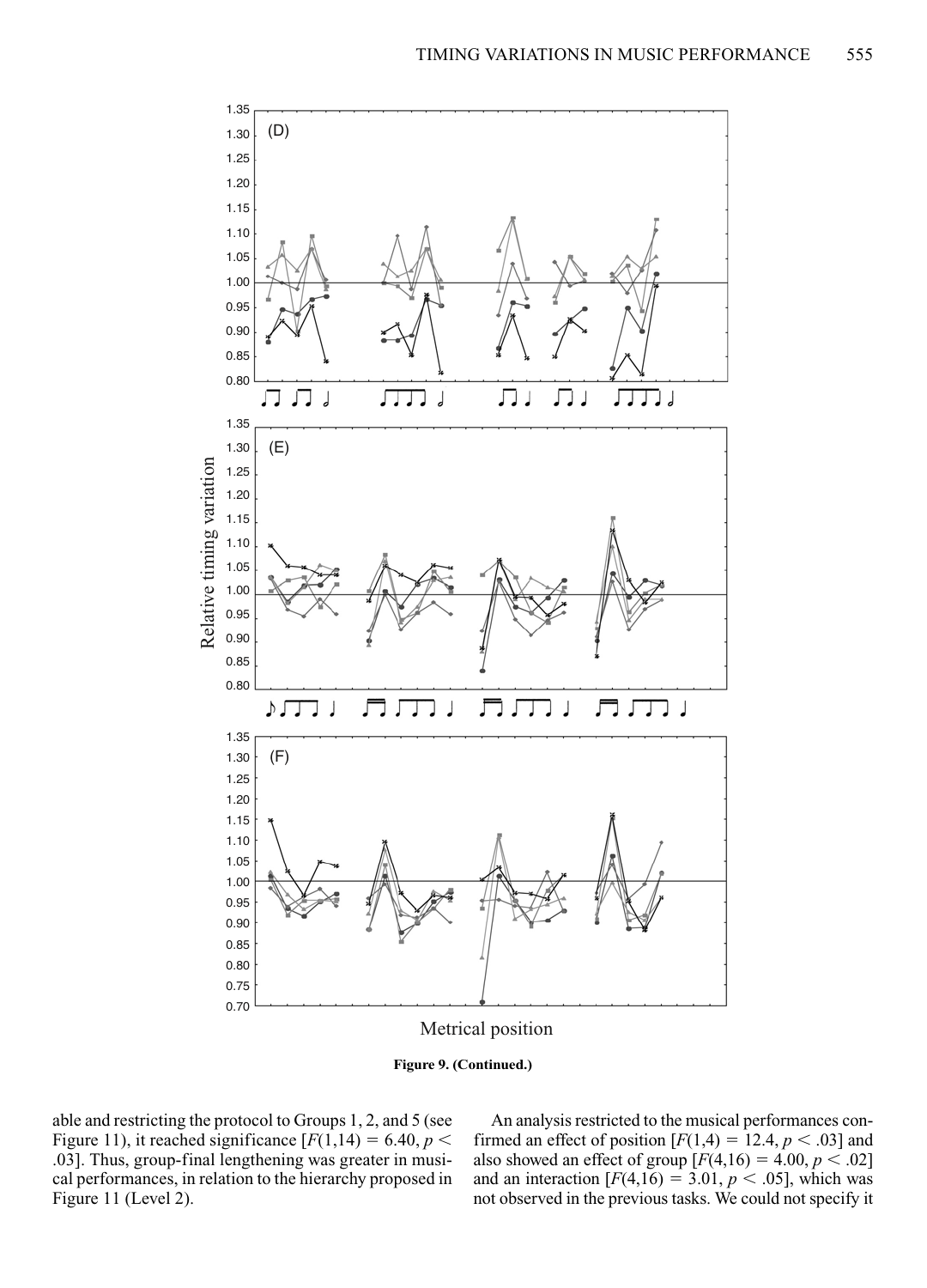Figure 9. (Continued.)

able and restricting the protocol to Groups 1, 2, and 5 (see Figure 11), it reached significance [$F(1,14) = 6.40$, $p < .03$]. Thus, group-final lengthening was greater in musical performances, in relation to the hierarchy proposed in Figure 11 (Level 2).

An analysis restricted to the musical performances confirmed an effect of position [$F(1,4) = 12.4$, $p < .03$] and also showed an effect of group [$F(4,16) = 4.00$, $p < .02$] and an interaction [$F(4,16) = 3.01$, $p < .05$], which was not observed in the previous tasks. We could not specify it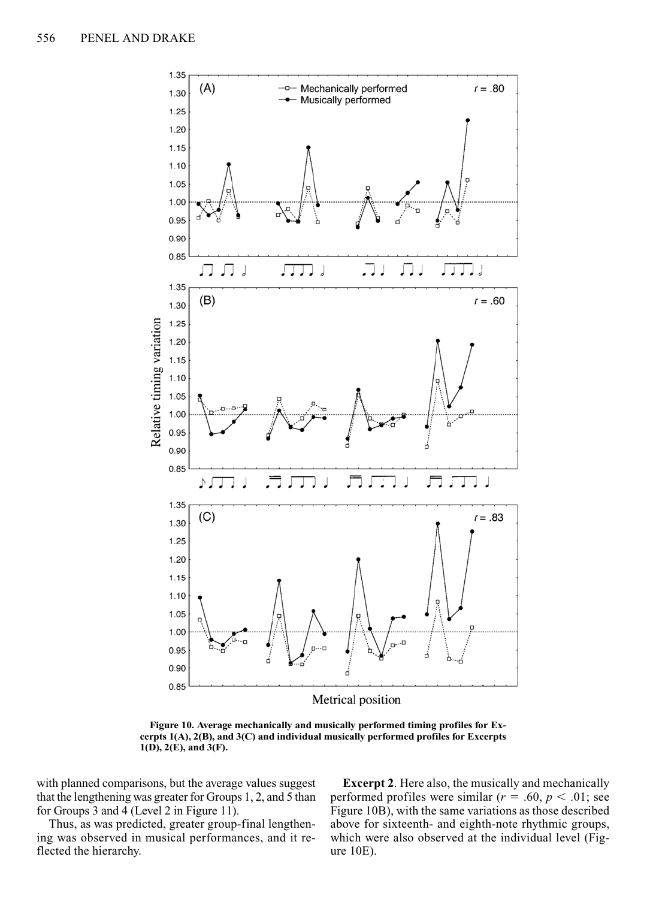(A)

Mechanically performed

Musically performed

$r = .80$

(B)

$r = .60$

(C)

$r = .83$

Relative timing variation

1.35
1.30
1.25
1.20
1.15
1.10
1.05
1.00
0.95
0.90
0.85

Metrical position

**Figure 10. Average mechanically and musically performed timing profiles for Excerpts 1(A), 2(B), and 3(C) and individual musically performed profiles for Excerpts 1(D), 2(E), and 3(F).**

with planned comparisons, but the average values suggest that the lengthening was greater for Groups 1, 2, and 5 than for Groups 3 and 4 (Level 2 in Figure 11).

Thus, as was predicted, greater group-final lengthening was observed in musical performances, and it reflected the hierarchy.

**Excerpt 2**. Here also, the musically and mechanically performed profiles were similar ($r = .60$, $p < .01$; see Figure 10B), with the same variations as those described above for sixteenth- and eighth-note rhythmic groups, which were also observed at the individual level (Figure 10E).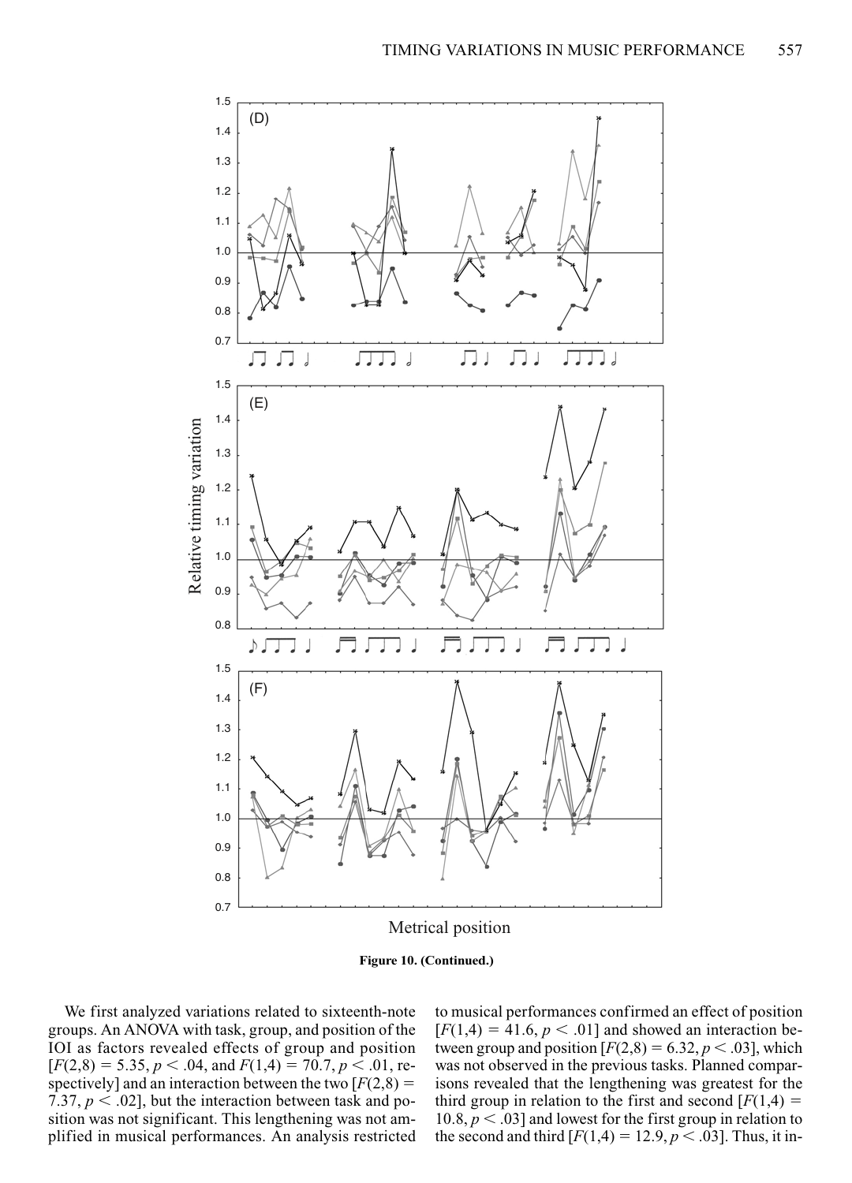(D)

1.5
1.4
1.3
1.2
1.1
1.0
0.9
0.8
0.7

(E)

1.5
1.4
1.3
1.2
1.1
1.0
0.9
0.8

Relative timing variation

(F)

1.5
1.4
1.3
1.2
1.1
1.0
0.9
0.8
0.7

Metrical position

**Figure 10. (Continued.)**

We first analyzed variations related to sixteenth-note groups. An ANOVA with task, group, and position of the IOI as factors revealed effects of group and position [$F(2,8) = 5.35$, $p < .04$, and $F(1,4) = 70.7$, $p < .01$, respectively] and an interaction between the two [$F(2,8) = 7.37$, $p < .02$], but the interaction between task and position was not significant. This lengthening was not amplified in musical performances. An analysis restricted to musical performances confirmed an effect of position [$F(1,4) = 41.6$, $p < .01$] and showed an interaction between group and position [$F(2,8) = 6.32$, $p < .03$], which was not observed in the previous tasks. Planned comparisons revealed that the lengthening was greatest for the third group in relation to the first and second [$F(1,4) = 10.8$, $p < .03$] and lowest for the first group in relation to the second and third [$F(1,4) = 12.9$, $p < .03$]. Thus, it in-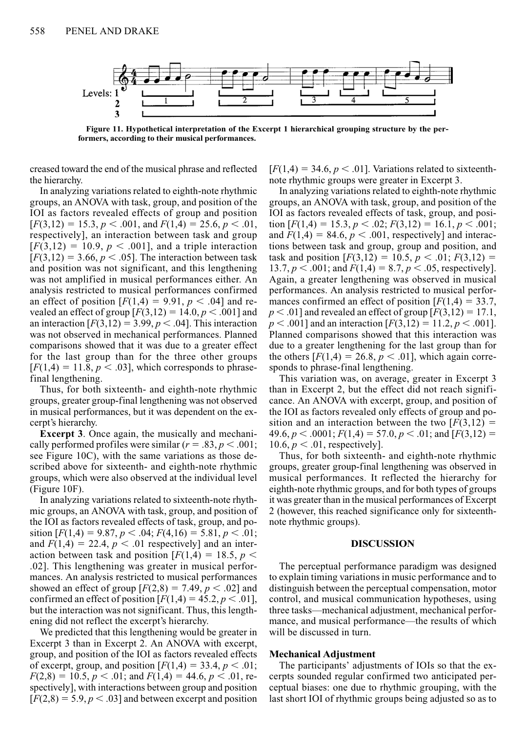Levels: 1

2

3

1 2 3 4 5

**Figure 11. Hypothetical interpretation of the Excerpt 1 hierarchical grouping structure by the performers, according to their musical performances.**

creased toward the end of the musical phrase and reflected the hierarchy.

In analyzing variations related to eighth-note rhythmic groups, an ANOVA with task, group, and position of the IOI as factors revealed effects of group and position [$F(3,12) = 15.3, p < .001$, and $F(1,4) = 25.6, p < .01$, respectively], an interaction between task and group [$F(3,12) = 10.9, p < .001$], and a triple interaction [$F(3,12) = 3.66, p < .05$]. The interaction between task and position was not significant, and this lengthening was not amplified in musical performances either. An analysis restricted to musical performances confirmed an effect of position [$F(1,4) = 9.91, p < .04$] and revealed an effect of group [$F(3,12) = 14.0, p < .001$] and an interaction [$F(3,12) = 3.99, p < .04$]. This interaction was not observed in mechanical performances. Planned comparisons showed that it was due to a greater effect for the last group than for the three other groups [$F(1,4) = 11.8, p < .03$], which corresponds to phrase-final lengthening.

Thus, for both sixteenth- and eighth-note rhythmic groups, greater group-final lengthening was not observed in musical performances, but it was dependent on the excerpt's hierarchy.

**Excerpt 3**. Once again, the musically and mechanically performed profiles were similar ($r = .83, p < .001$; see Figure 10C), with the same variations as those described above for sixteenth- and eighth-note rhythmic groups, which were also observed at the individual level (Figure 10F).

In analyzing variations related to sixteenth-note rhythmic groups, an ANOVA with task, group, and position of the IOI as factors revealed effects of task, group, and position [$F(1,4) = 9.87, p < .04$; $F(4,16) = 5.81, p < .01$; and $F(1,4) = 22.4, p < .01$ respectively] and an interaction between task and position [$F(1,4) = 18.5, p < .02$]. This lengthening was greater in musical performances. An analysis restricted to musical performances showed an effect of group [$F(2,8) = 7.49, p < .02$] and confirmed an effect of position [$F(1,4) = 45.2, p < .01$], but the interaction was not significant. Thus, this lengthening did not reflect the excerpt's hierarchy.

We predicted that this lengthening would be greater in Excerpt 3 than in Excerpt 2. An ANOVA with excerpt, group, and position of the IOI as factors revealed effects of excerpt, group, and position [$F(1,4) = 33.4, p < .01$; $F(2,8) = 10.5, p < .01$; and $F(1,4) = 44.6, p < .01$, respectively], with interactions between group and position [$F(2,8) = 5.9, p < .03$] and between excerpt and position [$F(1,4) = 34.6, p < .01$]. Variations related to sixteenth-note rhythmic groups were greater in Excerpt 3.

In analyzing variations related to eighth-note rhythmic groups, an ANOVA with task, group, and position of the IOI as factors revealed effects of task, group, and position [$F(1,4) = 15.3, p < .02$; $F(3,12) = 16.1, p < .001$; and $F(1,4) = 84.6, p < .001$, respectively] and interactions between task and group, group and position, and task and position [$F(3,12) = 10.5, p < .01$; $F(3,12) = 13.7, p < .001$; and $F(1,4) = 8.7, p < .05$, respectively]. Again, a greater lengthening was observed in musical performances. An analysis restricted to musical performances confirmed an effect of position [$F(1,4) = 33.7, p < .01$] and revealed an effect of group [$F(3,12) = 17.1, p < .001$] and an interaction [$F(3,12) = 11.2, p < .001$]. Planned comparisons showed that this interaction was due to a greater lengthening for the last group than for the others [$F(1,4) = 26.8, p < .01$], which again corresponds to phrase-final lengthening.

This variation was, on average, greater in Excerpt 3 than in Excerpt 2, but the effect did not reach significance. An ANOVA with excerpt, group, and position of the IOI as factors revealed only effects of group and position and an interaction between the two [$F(3,12) = 49.6, p < .0001$; $F(1,4) = 57.0, p < .01$; and [$F(3,12) = 10.6, p < .01$, respectively].

Thus, for both sixteenth- and eighth-note rhythmic groups, greater group-final lengthening was observed in musical performances. It reflected the hierarchy for eighth-note rhythmic groups, and for both types of groups it was greater than in the musical performances of Excerpt 2 (however, this reached significance only for sixteenth-note rhythmic groups).

## DISCUSSION

The perceptual performance paradigm was designed to explain timing variations in music performance and to distinguish between the perceptual compensation, motor control, and musical communication hypotheses, using three tasks—mechanical adjustment, mechanical performance, and musical performance—the results of which will be discussed in turn.

### Mechanical Adjustment

The participants' adjustments of IOIs so that the excerpts sounded regular confirmed two anticipated perceptual biases: one due to rhythmic grouping, with the last short IOI of rhythmic groups being adjusted so as to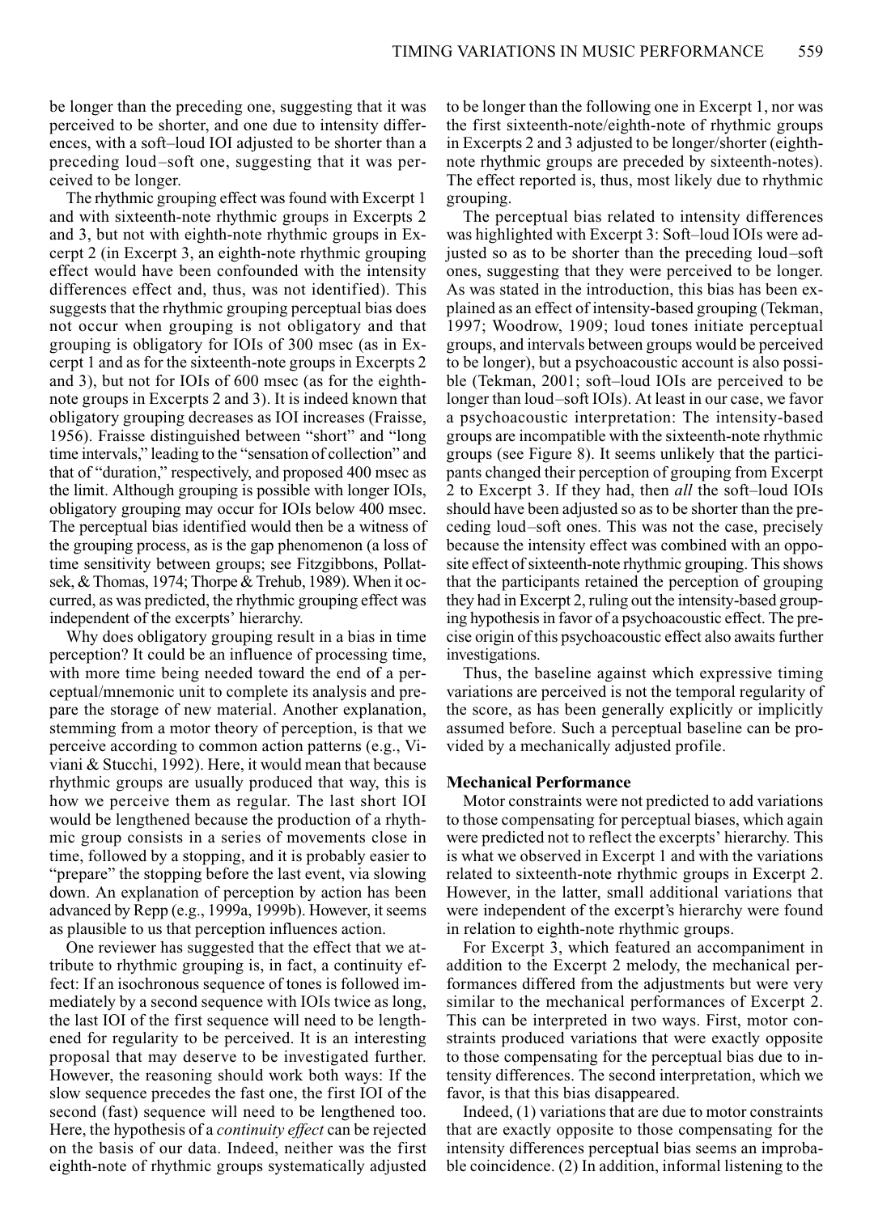be longer than the preceding one, suggesting that it was perceived to be shorter, and one due to intensity differences, with a soft–loud IOI adjusted to be shorter than a preceding loud–soft one, suggesting that it was perceived to be longer.

The rhythmic grouping effect was found with Excerpt 1 and with sixteenth-note rhythmic groups in Excerpts 2 and 3, but not with eighth-note rhythmic groups in Excerpt 2 (in Excerpt 3, an eighth-note rhythmic grouping effect would have been confounded with the intensity differences effect and, thus, was not identified). This suggests that the rhythmic grouping perceptual bias does not occur when grouping is not obligatory and that grouping is obligatory for IOIs of 300 msec (as in Excerpt 1 and as for the sixteenth-note groups in Excerpts 2 and 3), but not for IOIs of 600 msec (as for the eighth-note groups in Excerpts 2 and 3). It is indeed known that obligatory grouping decreases as IOI increases (Fraisse, 1956). Fraisse distinguished between "short" and "long time intervals," leading to the "sensation of collection" and that of "duration," respectively, and proposed 400 msec as the limit. Although grouping is possible with longer IOIs, obligatory grouping may occur for IOIs below 400 msec. The perceptual bias identified would then be a witness of the grouping process, as is the gap phenomenon (a loss of time sensitivity between groups; see Fitzgibbons, Pollatsek, & Thomas, 1974; Thorpe & Trehub, 1989). When it occurred, as was predicted, the rhythmic grouping effect was independent of the excerpts' hierarchy.

Why does obligatory grouping result in a bias in time perception? It could be an influence of processing time, with more time being needed toward the end of a perceptual/mnemonic unit to complete its analysis and prepare the storage of new material. Another explanation, stemming from a motor theory of perception, is that we perceive according to common action patterns (e.g., Viviani & Stucchi, 1992). Here, it would mean that because rhythmic groups are usually produced that way, this is how we perceive them as regular. The last short IOI would be lengthened because the production of a rhythmic group consists in a series of movements close in time, followed by a stopping, and it is probably easier to "prepare" the stopping before the last event, via slowing down. An explanation of perception by action has been advanced by Repp (e.g., 1999a, 1999b). However, it seems as plausible to us that perception influences action.

One reviewer has suggested that the effect that we attribute to rhythmic grouping is, in fact, a continuity effect: If an isochronous sequence of tones is followed immediately by a second sequence with IOIs twice as long, the last IOI of the first sequence will need to be lengthened for regularity to be perceived. It is an interesting proposal that may deserve to be investigated further. However, the reasoning should work both ways: If the slow sequence precedes the fast one, the first IOI of the second (fast) sequence will need to be lengthened too. Here, the hypothesis of a *continuity effect* can be rejected on the basis of our data. Indeed, neither was the first eighth-note of rhythmic groups systematically adjusted to be longer than the following one in Excerpt 1, nor was the first sixteenth-note/eighth-note of rhythmic groups in Excerpts 2 and 3 adjusted to be longer/shorter (eighth-note rhythmic groups are preceded by sixteenth-notes). The effect reported is, thus, most likely due to rhythmic grouping.

The perceptual bias related to intensity differences was highlighted with Excerpt 3: Soft–loud IOIs were adjusted so as to be shorter than the preceding loud–soft ones, suggesting that they were perceived to be longer. As was stated in the introduction, this bias has been explained as an effect of intensity-based grouping (Tekman, 1997; Woodrow, 1909; loud tones initiate perceptual groups, and intervals between groups would be perceived to be longer), but a psychoacoustic account is also possible (Tekman, 2001; soft–loud IOIs are perceived to be longer than loud–soft IOIs). At least in our case, we favor a psychoacoustic interpretation: The intensity-based groups are incompatible with the sixteenth-note rhythmic groups (see Figure 8). It seems unlikely that the participants changed their perception of grouping from Excerpt 2 to Excerpt 3. If they had, then *all* the soft–loud IOIs should have been adjusted so as to be shorter than the preceding loud–soft ones. This was not the case, precisely because the intensity effect was combined with an opposite effect of sixteenth-note rhythmic grouping. This shows that the participants retained the perception of grouping they had in Excerpt 2, ruling out the intensity-based grouping hypothesis in favor of a psychoacoustic effect. The precise origin of this psychoacoustic effect also awaits further investigations.

Thus, the baseline against which expressive timing variations are perceived is not the temporal regularity of the score, as has been generally explicitly or implicitly assumed before. Such a perceptual baseline can be provided by a mechanically adjusted profile.

### Mechanical Performance

Motor constraints were not predicted to add variations to those compensating for perceptual biases, which again were predicted not to reflect the excerpts' hierarchy. This is what we observed in Excerpt 1 and with the variations related to sixteenth-note rhythmic groups in Excerpt 2. However, in the latter, small additional variations that were independent of the excerpt's hierarchy were found in relation to eighth-note rhythmic groups.

For Excerpt 3, which featured an accompaniment in addition to the Excerpt 2 melody, the mechanical performances differed from the adjustments but were very similar to the mechanical performances of Excerpt 2. This can be interpreted in two ways. First, motor constraints produced variations that were exactly opposite to those compensating for the perceptual bias due to intensity differences. The second interpretation, which we favor, is that this bias disappeared.

Indeed, (1) variations that are due to motor constraints that are exactly opposite to those compensating for the intensity differences perceptual bias seems an improbable coincidence. (2) In addition, informal listening to the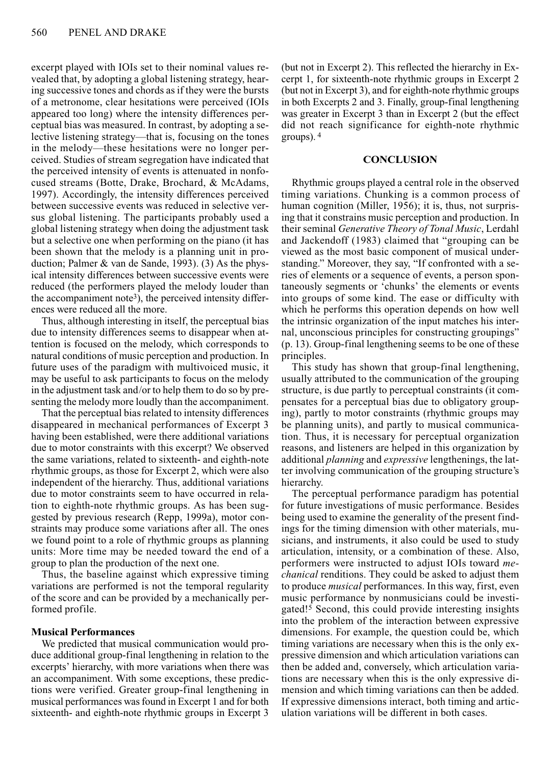excerpt played with IOIs set to their nominal values revealed that, by adopting a global listening strategy, hearing successive tones and chords as if they were the bursts of a metronome, clear hesitations were perceived (IOIs appeared too long) where the intensity differences perceptual bias was measured. In contrast, by adopting a selective listening strategy—that is, focusing on the tones in the melody—these hesitations were no longer perceived. Studies of stream segregation have indicated that the perceived intensity of events is attenuated in nonfocused streams (Botte, Drake, Brochard, & McAdams, 1997). Accordingly, the intensity differences perceived between successive events was reduced in selective versus global listening. The participants probably used a global listening strategy when doing the adjustment task but a selective one when performing on the piano (it has been shown that the melody is a planning unit in production; Palmer & van de Sande, 1993). (3) As the physical intensity differences between successive events were reduced (the performers played the melody louder than the accompaniment note[3]), the perceived intensity differences were reduced all the more.

Thus, although interesting in itself, the perceptual bias due to intensity differences seems to disappear when attention is focused on the melody, which corresponds to natural conditions of music perception and production. In future uses of the paradigm with multivoiced music, it may be useful to ask participants to focus on the melody in the adjustment task and/or to help them to do so by presenting the melody more loudly than the accompaniment.

That the perceptual bias related to intensity differences disappeared in mechanical performances of Excerpt 3 having been established, were there additional variations due to motor constraints with this excerpt? We observed the same variations, related to sixteenth- and eighth-note rhythmic groups, as those for Excerpt 2, which were also independent of the hierarchy. Thus, additional variations due to motor constraints seem to have occurred in relation to eighth-note rhythmic groups. As has been suggested by previous research (Repp, 1999a), motor constraints may produce some variations after all. The ones we found point to a role of rhythmic groups as planning units: More time may be needed toward the end of a group to plan the production of the next one.

Thus, the baseline against which expressive timing variations are performed is not the temporal regularity of the score and can be provided by a mechanically performed profile.

### Musical Performances

We predicted that musical communication would produce additional group-final lengthening in relation to the excerpts' hierarchy, with more variations when there was an accompaniment. With some exceptions, these predictions were verified. Greater group-final lengthening in musical performances was found in Excerpt 1 and for both sixteenth- and eighth-note rhythmic groups in Excerpt 3 (but not in Excerpt 2). This reflected the hierarchy in Excerpt 1, for sixteenth-note rhythmic groups in Excerpt 2 (but not in Excerpt 3), and for eighth-note rhythmic groups in both Excerpts 2 and 3. Finally, group-final lengthening was greater in Excerpt 3 than in Excerpt 2 (but the effect did not reach significance for eighth-note rhythmic groups).[4]

## CONCLUSION

Rhythmic groups played a central role in the observed timing variations. Chunking is a common process of human cognition (Miller, 1956); it is, thus, not surprising that it constrains music perception and production. In their seminal *Generative Theory of Tonal Music*, Lerdahl and Jackendoff (1983) claimed that "grouping can be viewed as the most basic component of musical understanding." Moreover, they say, "If confronted with a series of elements or a sequence of events, a person spontaneously segments or 'chunks' the elements or events into groups of some kind. The ease or difficulty with which he performs this operation depends on how well the intrinsic organization of the input matches his internal, unconscious principles for constructing groupings" (p. 13). Group-final lengthening seems to be one of these principles.

This study has shown that group-final lengthening, usually attributed to the communication of the grouping structure, is due partly to perceptual constraints (it compensates for a perceptual bias due to obligatory grouping), partly to motor constraints (rhythmic groups may be planning units), and partly to musical communication. Thus, it is necessary for perceptual organization reasons, and listeners are helped in this organization by additional *planning* and *expressive* lengthenings, the latter involving communication of the grouping structure's hierarchy.

The perceptual performance paradigm has potential for future investigations of music performance. Besides being used to examine the generality of the present findings for the timing dimension with other materials, musicians, and instruments, it also could be used to study articulation, intensity, or a combination of these. Also, performers were instructed to adjust IOIs toward *mechanical* renditions. They could be asked to adjust them to produce *musical* performances. In this way, first, even music performance by nonmusicians could be investigated![5] Second, this could provide interesting insights into the problem of the interaction between expressive dimensions. For example, the question could be, which timing variations are necessary when this is the only expressive dimension and which articulation variations can then be added and, conversely, which articulation variations are necessary when this is the only expressive dimension and which timing variations can then be added. If expressive dimensions interact, both timing and articulation variations will be different in both cases.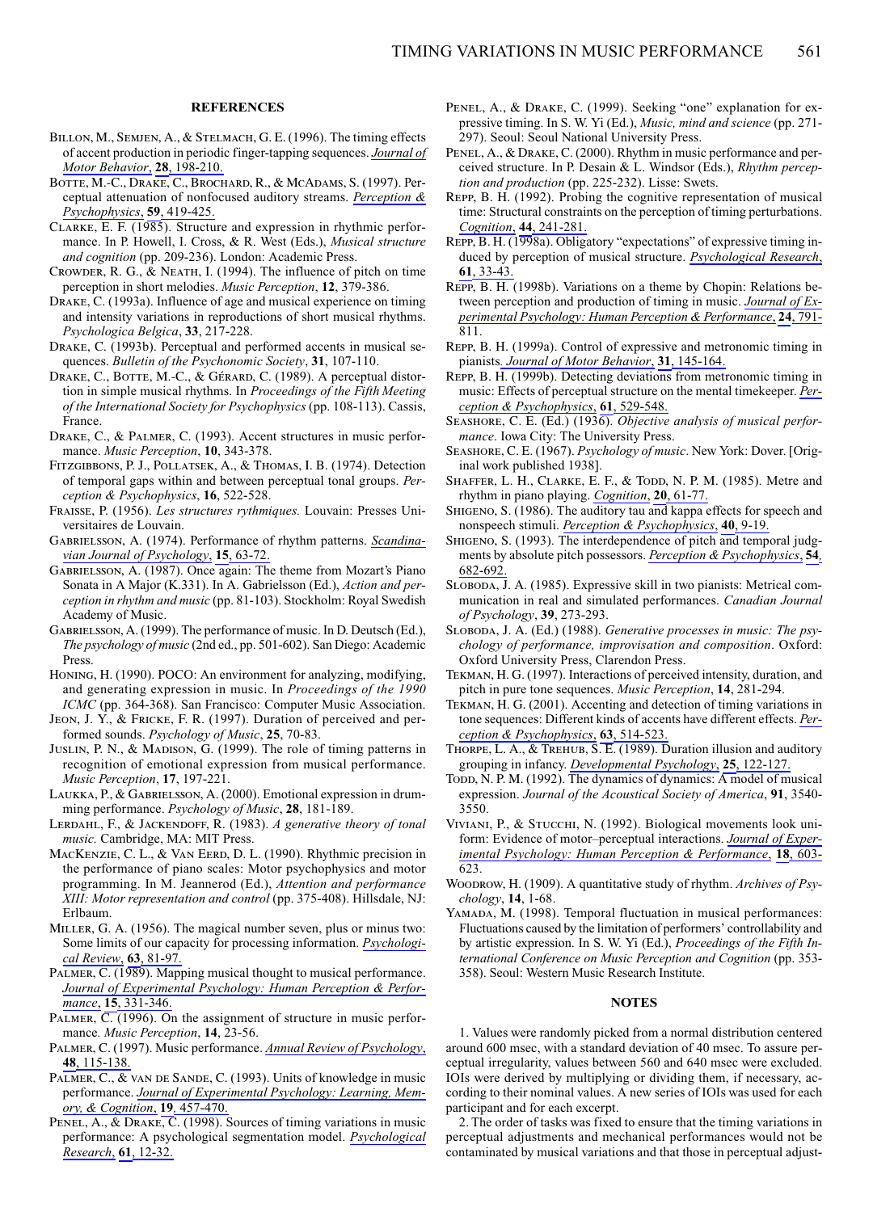## REFERENCES

Billon, M., Semjen, A., & Stelmach, G. E. (1996). The timing effects of accent production in periodic finger-tapping sequences. *Journal of Motor Behavior*, **28**, 198-210.

Botte, M.-C., Drake, C., Brochard, R., & McAdams, S. (1997). Perceptual attenuation of nonfocused auditory streams. *Perception & Psychophysics*, **59**, 419-425.

Clarke, E. F. (1985). Structure and expression in rhythmic performance. In P. Howell, I. Cross, & R. West (Eds.), *Musical structure and cognition* (pp. 209-236). London: Academic Press.

Crowder, R. G., & Neath, I. (1994). The influence of pitch on time perception in short melodies. *Music Perception*, **12**, 379-386.

Drake, C. (1993a). Influence of age and musical experience on timing and intensity variations in reproductions of short musical rhythms. *Psychologica Belgica*, **33**, 217-228.

Drake, C. (1993b). Perceptual and performed accents in musical sequences. *Bulletin of the Psychonomic Society*, **31**, 107-110.

Drake, C., Botte, M.-C., & Gérard, C. (1989). A perceptual distortion in simple musical rhythms. In *Proceedings of the Fifth Meeting of the International Society for Psychophysics* (pp. 108-113). Cassis, France.

Drake, C., & Palmer, C. (1993). Accent structures in music performance. *Music Perception*, **10**, 343-378.

Fitzgibbons, P. J., Pollatsek, A., & Thomas, I. B. (1974). Detection of temporal gaps within and between perceptual tonal groups. *Perception & Psychophysics*, **16**, 522-528.

Fraisse, P. (1956). *Les structures rythmiques.* Louvain: Presses Universitaires de Louvain.

Gabrielsson, A. (1974). Performance of rhythm patterns. *Scandinavian Journal of Psychology*, **15**, 63-72.

Gabrielsson, A. (1987). Once again: The theme from Mozart's Piano Sonata in A Major (K.331). In A. Gabrielsson (Ed.), *Action and perception in rhythm and music* (pp. 81-103). Stockholm: Royal Swedish Academy of Music.

Gabrielsson, A. (1999). The performance of music. In D. Deutsch (Ed.), *The psychology of music* (2nd ed., pp. 501-602). San Diego: Academic Press.

Honing, H. (1990). POCO: An environment for analyzing, modifying, and generating expression in music. In *Proceedings of the 1990 ICMC* (pp. 364-368). San Francisco: Computer Music Association.

Jeon, J. Y., & Fricke, F. R. (1997). Duration of perceived and performed sounds. *Psychology of Music*, **25**, 70-83.

Juslin, P. N., & Madison, G. (1999). The role of timing patterns in recognition of emotional expression from musical performance. *Music Perception*, **17**, 197-221.

Laukka, P., & Gabrielsson, A. (2000). Emotional expression in drumming performance. *Psychology of Music*, **28**, 181-189.

Lerdahl, F., & Jackendoff, R. (1983). *A generative theory of tonal music.* Cambridge, MA: MIT Press.

MacKenzie, C. L., & Van Eerd, D. L. (1990). Rhythmic precision in the performance of piano scales: Motor psychophysics and motor programming. In M. Jeannerod (Ed.), *Attention and performance XIII: Motor representation and control* (pp. 375-408). Hillsdale, NJ: Erlbaum.

Miller, G. A. (1956). The magical number seven, plus or minus two: Some limits of our capacity for processing information. *Psychological Review*, **63**, 81-97.

Palmer, C. (1989). Mapping musical thought to musical performance. *Journal of Experimental Psychology: Human Perception & Performance*, **15**, 331-346.

Palmer, C. (1996). On the assignment of structure in music performance. *Music Perception*, **14**, 23-56.

Palmer, C. (1997). Music performance. *Annual Review of Psychology*, **48**, 115-138.

Palmer, C., & van de Sande, C. (1993). Units of knowledge in music performance. *Journal of Experimental Psychology: Learning, Memory, & Cognition*, **19**, 457-470.

Penel, A., & Drake, C. (1998). Sources of timing variations in music performance: A psychological segmentation model. *Psychological Research*, **61**, 12-32.

Penel, A., & Drake, C. (1999). Seeking "one" explanation for expressive timing. In S. W. Yi (Ed.), *Music, mind and science* (pp. 271-297). Seoul: Seoul National University Press.

Penel, A., & Drake, C. (2000). Rhythm in music performance and perceived structure. In P. Desain & L. Windsor (Eds.), *Rhythm perception and production* (pp. 225-232). Lisse: Swets.

Repp, B. H. (1992). Probing the cognitive representation of musical time: Structural constraints on the perception of timing perturbations. *Cognition*, **44**, 241-281.

Repp, B. H. (1998a). Obligatory "expectations" of expressive timing induced by perception of musical structure. *Psychological Research*, **61**, 33-43.

Repp, B. H. (1998b). Variations on a theme by Chopin: Relations between perception and production of timing in music. *Journal of Experimental Psychology: Human Perception & Performance*, **24**, 791-811.

Repp, B. H. (1999a). Control of expressive and metronomic timing in pianists. *Journal of Motor Behavior*, **31**, 145-164.

Repp, B. H. (1999b). Detecting deviations from metronomic timing in music: Effects of perceptual structure on the mental timekeeper. *Perception & Psychophysics*, **61**, 529-548.

Seashore, C. E. (Ed.) (1936). *Objective analysis of musical performance*. Iowa City: The University Press.

Seashore, C. E. (1967). *Psychology of music*. New York: Dover. [Original work published 1938].

Shaffer, L. H., Clarke, E. F., & Todd, N. P. M. (1985). Metre and rhythm in piano playing. *Cognition*, **20**, 61-77.

Shigeno, S. (1986). The auditory tau and kappa effects for speech and nonspeech stimuli. *Perception & Psychophysics*, **40**, 9-19.

Shigeno, S. (1993). The interdependence of pitch and temporal judgments by absolute pitch possessors. *Perception & Psychophysics*, **54**, 682-692.

Sloboda, J. A. (1985). Expressive skill in two pianists: Metrical communication in real and simulated performances. *Canadian Journal of Psychology*, **39**, 273-293.

Sloboda, J. A. (Ed.) (1988). *Generative processes in music: The psychology of performance, improvisation and composition*. Oxford: Oxford University Press, Clarendon Press.

Tekman, H. G. (1997). Interactions of perceived intensity, duration, and pitch in pure tone sequences. *Music Perception*, **14**, 281-294.

Tekman, H. G. (2001). Accenting and detection of timing variations in tone sequences: Different kinds of accents have different effects. *Perception & Psychophysics*, **63**, 514-523.

Thorpe, L. A., & Trehub, S. E. (1989). Duration illusion and auditory grouping in infancy. *Developmental Psychology*, **25**, 122-127.

Todd, N. P. M. (1992). The dynamics of dynamics: A model of musical expression. *Journal of the Acoustical Society of America*, **91**, 3540-3550.

Viviani, P., & Stucchi, N. (1992). Biological movements look uniform: Evidence of motor–perceptual interactions. *Journal of Experimental Psychology: Human Perception & Performance*, **18**, 603-623.

Woodrow, H. (1909). A quantitative study of rhythm. *Archives of Psychology*, **14**, 1-68.

Yamada, M. (1998). Temporal fluctuation in musical performances: Fluctuations caused by the limitation of performers' controllability and by artistic expression. In S. W. Yi (Ed.), *Proceedings of the Fifth International Conference on Music Perception and Cognition* (pp. 353-358). Seoul: Western Music Research Institute.

## NOTES

1. Values were randomly picked from a normal distribution centered around 600 msec, with a standard deviation of 40 msec. To assure perceptual irregularity, values between 560 and 640 msec were excluded. IOIs were derived by multiplying or dividing them, if necessary, according to their nominal values. A new series of IOIs was used for each participant and for each excerpt.

2. The order of tasks was fixed to ensure that the timing variations in perceptual adjustments and mechanical performances would not be contaminated by musical variations and that those in perceptual adjust-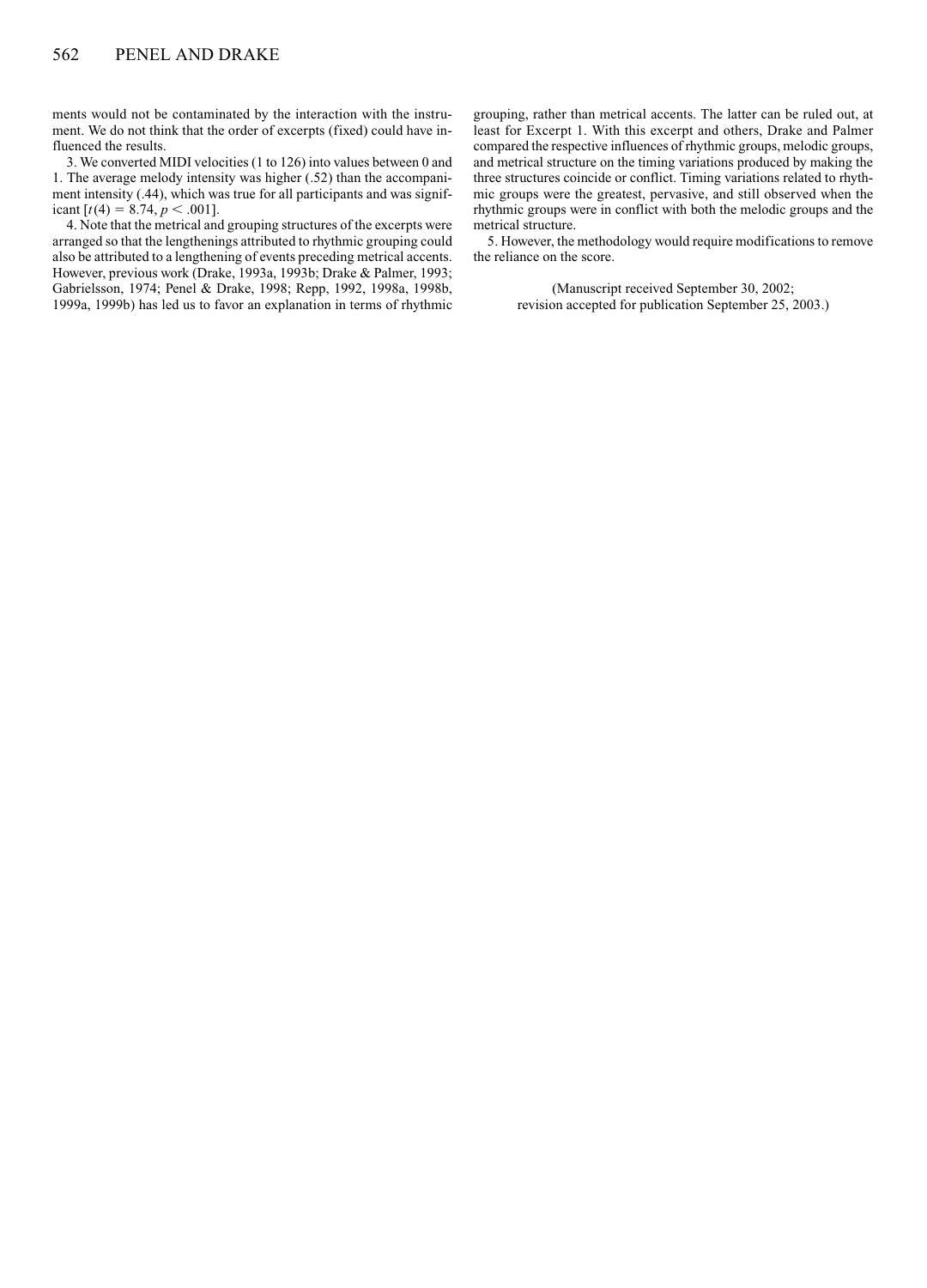ments would not be contaminated by the interaction with the instrument. We do not think that the order of excerpts (fixed) could have influenced the results.

3. We converted MIDI velocities (1 to 126) into values between 0 and 1. The average melody intensity was higher (.52) than the accompaniment intensity (.44), which was true for all participants and was significant [$t(4) = 8.74$, $p < .001$].

4. Note that the metrical and grouping structures of the excerpts were arranged so that the lengthenings attributed to rhythmic grouping could also be attributed to a lengthening of events preceding metrical accents. However, previous work (Drake, 1993a, 1993b; Drake & Palmer, 1993; Gabrielsson, 1974; Penel & Drake, 1998; Repp, 1992, 1998a, 1998b, 1999a, 1999b) has led us to favor an explanation in terms of rhythmic grouping, rather than metrical accents. The latter can be ruled out, at least for Excerpt 1. With this excerpt and others, Drake and Palmer compared the respective influences of rhythmic groups, melodic groups, and metrical structure on the timing variations produced by making the three structures coincide or conflict. Timing variations related to rhythmic groups were the greatest, pervasive, and still observed when the rhythmic groups were in conflict with both the melodic groups and the metrical structure.

5. However, the methodology would require modifications to remove the reliance on the score.

(Manuscript received September 30, 2002;
revision accepted for publication September 25, 2003.)